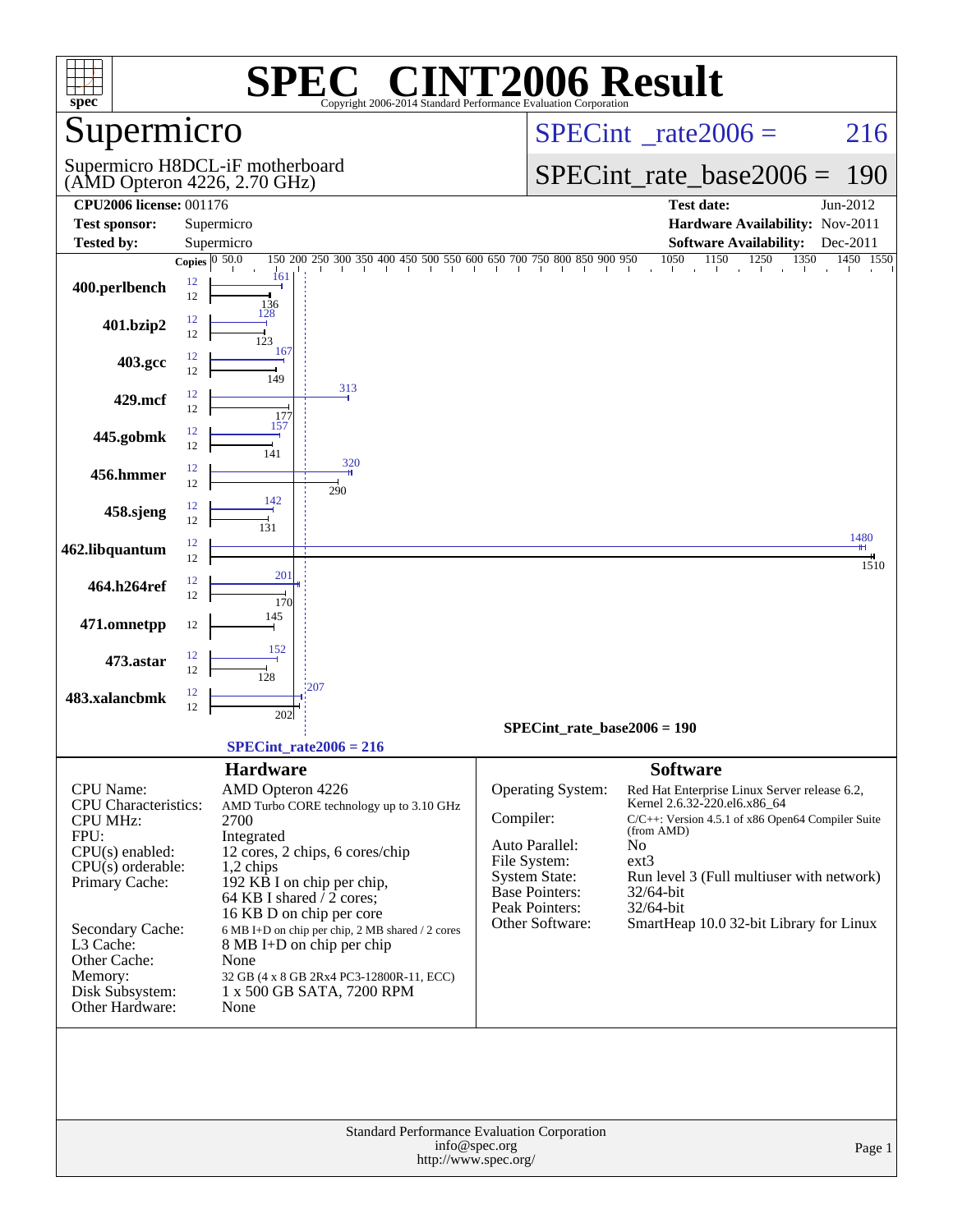# SPEC® CINT2006 Result

Copyright 2006-2014 Standard Performance Evaluation Corporation

## Supermicro

Supermicro H8DCL-iF motherboard
(AMD Opteron 4226, 2.70 GHz)

SPECint_rate2006 = 216

SPECint_rate_base2006 = 190

| | | | |
|---|---|---|---|
| **CPU2006 license:** 001176 | | **Test date:** | Jun-2012 |
| **Test sponsor:** | Supermicro | **Hardware Availability:** | Nov-2011 |
| **Tested by:** | Supermicro | **Software Availability:** | Dec-2011 |

| Benchmark | Copies (peak) | Copies (base) | Peak | Base |
|---|---|---|---|---|
| 400.perlbench | 12 | 12 | 161 | 136 |
| 401.bzip2 | 12 | 12 | 128 | 123 |
| 403.gcc | 12 | 12 | 167 | 149 |
| 429.mcf | 12 | 12 | 313 | 177 |
| 445.gobmk | 12 | 12 | 157 | 141 |
| 456.hmmer | 12 | 12 | 320 | 290 |
| 458.sjeng | 12 | 12 | 142 | 131 |
| 462.libquantum | 12 | 12 | 1480 | 1510 |
| 464.h264ref | 12 | 12 | 201 | 170 |
| 471.omnetpp | | 12 | | 145 |
| 473.astar | 12 | 12 | 152 | 128 |
| 483.xalancbmk | 12 | 12 | 207 | 202 |

SPECint_rate_base2006 = 190

SPECint_rate2006 = 216

### Hardware

| | |
|---|---|
| CPU Name: | AMD Opteron 4226 |
| CPU Characteristics: | AMD Turbo CORE technology up to 3.10 GHz |
| CPU MHz: | 2700 |
| FPU: | Integrated |
| CPU(s) enabled: | 12 cores, 2 chips, 6 cores/chip |
| CPU(s) orderable: | 1,2 chips |
| Primary Cache: | 192 KB I on chip per chip, 64 KB I shared / 2 cores; 16 KB D on chip per core |
| Secondary Cache: | 6 MB I+D on chip per chip, 2 MB shared / 2 cores |
| L3 Cache: | 8 MB I+D on chip per chip |
| Other Cache: | None |
| Memory: | 32 GB (4 x 8 GB 2Rx4 PC3-12800R-11, ECC) |
| Disk Subsystem: | 1 x 500 GB SATA, 7200 RPM |
| Other Hardware: | None |

### Software

| | |
|---|---|
| Operating System: | Red Hat Enterprise Linux Server release 6.2, Kernel 2.6.32-220.el6.x86_64 |
| Compiler: | C/C++: Version 4.5.1 of x86 Open64 Compiler Suite (from AMD) |
| Auto Parallel: | No |
| File System: | ext3 |
| System State: | Run level 3 (Full multiuser with network) |
| Base Pointers: | 32/64-bit |
| Peak Pointers: | 32/64-bit |
| Other Software: | SmartHeap 10.0 32-bit Library for Linux |

Standard Performance Evaluation Corporation
info@spec.org
http://www.spec.org/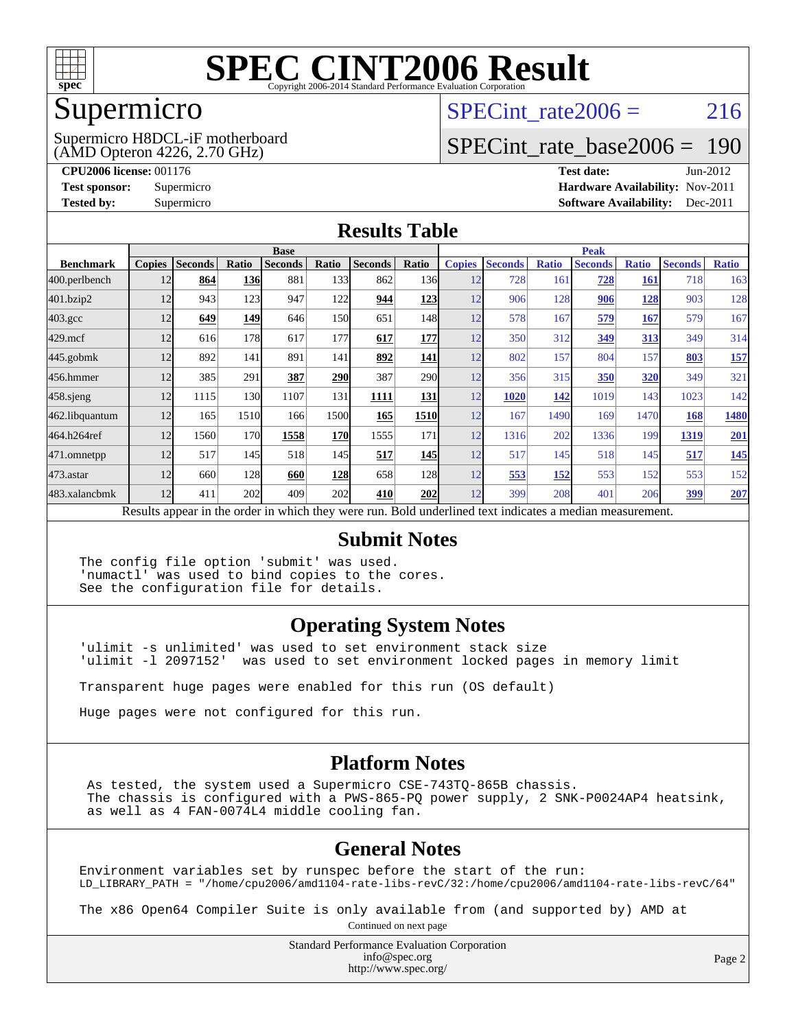# SPEC CINT2006 Result

Copyright 2006-2014 Standard Performance Evaluation Corporation

## Supermicro

Supermicro H8DCL-iF motherboard
(AMD Opteron 4226, 2.70 GHz)

SPECint_rate2006 = 216

SPECint_rate_base2006 = 190

**CPU2006 license:** 001176
**Test sponsor:** Supermicro
**Tested by:** Supermicro

**Test date:** Jun-2012
**Hardware Availability:** Nov-2011
**Software Availability:** Dec-2011

## Results Table

| Benchmark | Base | | | | | | | Peak | | | | | | |
|---|---|---|---|---|---|---|---|---|---|---|---|---|---|---|
| | Copies | Seconds | Ratio | Seconds | Ratio | Seconds | Ratio | Copies | Seconds | Ratio | Seconds | Ratio | Seconds | Ratio |
| 400.perlbench | 12 | **864** | **136** | 881 | 133 | 862 | 136 | 12 | 728 | 161 | **728** | **161** | 718 | 163 |
| 401.bzip2 | 12 | 943 | 123 | 947 | 122 | **944** | **123** | 12 | 906 | 128 | **906** | **128** | 903 | 128 |
| 403.gcc | 12 | **649** | **149** | 646 | 150 | 651 | 148 | 12 | 578 | 167 | **579** | **167** | 579 | 167 |
| 429.mcf | 12 | 616 | 178 | 617 | 177 | **617** | **177** | 12 | 350 | 312 | **349** | **313** | 349 | 314 |
| 445.gobmk | 12 | 892 | 141 | 891 | 141 | **892** | **141** | 12 | 802 | 157 | 804 | 157 | **803** | **157** |
| 456.hmmer | 12 | 385 | 291 | **387** | **290** | 387 | 290 | 12 | 356 | 315 | **350** | **320** | 349 | 321 |
| 458.sjeng | 12 | 1115 | 130 | 1107 | 131 | **1111** | **131** | 12 | **1020** | **142** | 1019 | 143 | 1023 | 142 |
| 462.libquantum | 12 | 165 | 1510 | 166 | 1500 | **165** | **1510** | 12 | 167 | 1490 | 169 | 1470 | **168** | **1480** |
| 464.h264ref | 12 | 1560 | 170 | **1558** | **170** | 1555 | 171 | 12 | 1316 | 202 | 1336 | 199 | **1319** | **201** |
| 471.omnetpp | 12 | 517 | 145 | 518 | 145 | **517** | **145** | 12 | 517 | 145 | 518 | 145 | **517** | **145** |
| 473.astar | 12 | 660 | 128 | **660** | **128** | 658 | 128 | 12 | **553** | **152** | 553 | 152 | 553 | 152 |
| 483.xalancbmk | 12 | 411 | 202 | 409 | 202 | **410** | **202** | 12 | 399 | 208 | 401 | 206 | **399** | **207** |

Results appear in the order in which they were run. Bold underlined text indicates a median measurement.

## Submit Notes

```
The config file option 'submit' was used.
'numactl' was used to bind copies to the cores.
See the configuration file for details.
```

## Operating System Notes

```
'ulimit -s unlimited' was used to set environment stack size
'ulimit -l 2097152'  was used to set environment locked pages in memory limit

Transparent huge pages were enabled for this run (OS default)

Huge pages were not configured for this run.
```

## Platform Notes

```
As tested, the system used a Supermicro CSE-743TQ-865B chassis.
The chassis is configured with a PWS-865-PQ power supply, 2 SNK-P0024AP4 heatsink,
as well as 4 FAN-0074L4 middle cooling fan.
```

## General Notes

```
Environment variables set by runspec before the start of the run:
LD_LIBRARY_PATH = "/home/cpu2006/amd1104-rate-libs-revC/32:/home/cpu2006/amd1104-rate-libs-revC/64"

The x86 Open64 Compiler Suite is only available from (and supported by) AMD at
```

Continued on next page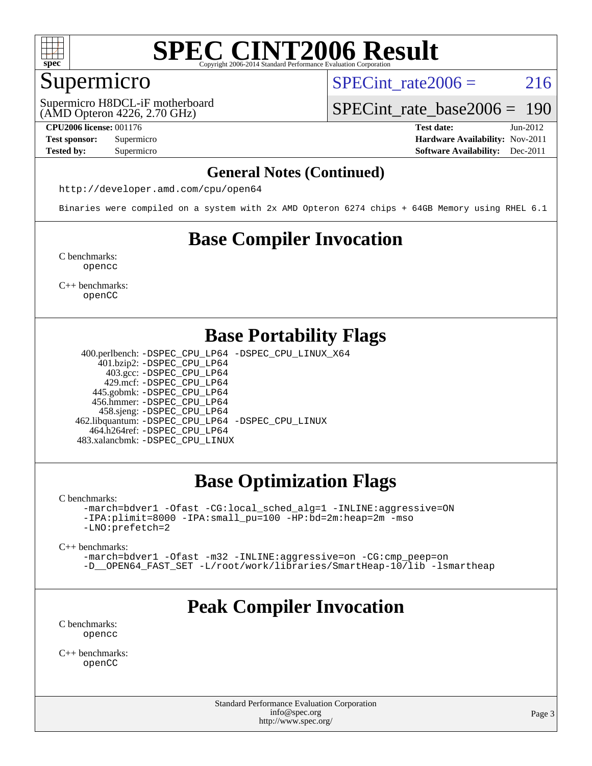## General Notes (Continued)

```
http://developer.amd.com/cpu/open64

Binaries were compiled on a system with 2x AMD Opteron 6274 chips + 64GB Memory using RHEL 6.1
```

## Base Compiler Invocation

C benchmarks:
```
opencc
```

C++ benchmarks:
```
openCC
```

## Base Portability Flags

```
400.perlbench: -DSPEC_CPU_LP64 -DSPEC_CPU_LINUX_X64
   401.bzip2: -DSPEC_CPU_LP64
     403.gcc: -DSPEC_CPU_LP64
     429.mcf: -DSPEC_CPU_LP64
   445.gobmk: -DSPEC_CPU_LP64
   456.hmmer: -DSPEC_CPU_LP64
   458.sjeng: -DSPEC_CPU_LP64
462.libquantum: -DSPEC_CPU_LP64 -DSPEC_CPU_LINUX
  464.h264ref: -DSPEC_CPU_LP64
483.xalancbmk: -DSPEC_CPU_LINUX
```

## Base Optimization Flags

C benchmarks:
```
-march=bdver1 -Ofast -CG:local_sched_alg=1 -INLINE:aggressive=ON
-IPA:plimit=8000 -IPA:small_pu=100 -HP:bd=2m:heap=2m -mso
-LNO:prefetch=2
```

C++ benchmarks:
```
-march=bdver1 -Ofast -m32 -INLINE:aggressive=on -CG:cmp_peep=on
-D__OPEN64_FAST_SET -L/root/work/libraries/SmartHeap-10/lib -lsmartheap
```

## Peak Compiler Invocation

C benchmarks:
```
opencc
```

C++ benchmarks:
```
openCC
```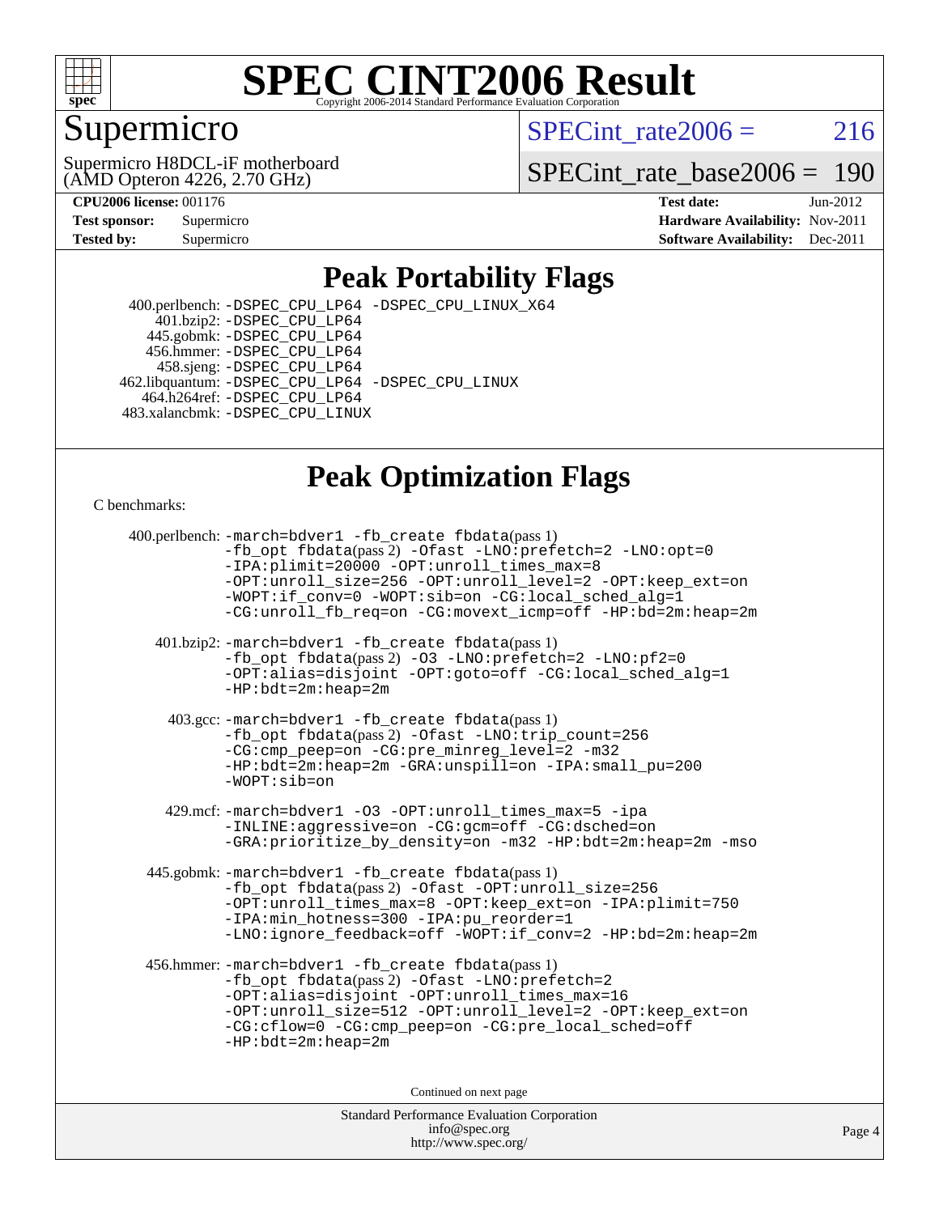# SPEC CINT2006 Result

Copyright 2006-2014 Standard Performance Evaluation Corporation

## Supermicro

Supermicro H8DCL-iF motherboard (AMD Opteron 4226, 2.70 GHz)

SPECint_rate2006 = 216

SPECint_rate_base2006 = 190

| | | | |
|---|---|---|---|
| **CPU2006 license:** | 001176 | **Test date:** | Jun-2012 |
| **Test sponsor:** | Supermicro | **Hardware Availability:** | Nov-2011 |
| **Tested by:** | Supermicro | **Software Availability:** | Dec-2011 |

## Peak Portability Flags

400.perlbench: -DSPEC_CPU_LP64 -DSPEC_CPU_LINUX_X64
401.bzip2: -DSPEC_CPU_LP64
445.gobmk: -DSPEC_CPU_LP64
456.hmmer: -DSPEC_CPU_LP64
458.sjeng: -DSPEC_CPU_LP64
462.libquantum: -DSPEC_CPU_LP64 -DSPEC_CPU_LINUX
464.h264ref: -DSPEC_CPU_LP64
483.xalancbmk: -DSPEC_CPU_LINUX

## Peak Optimization Flags

C benchmarks:

400.perlbench: -march=bdver1 -fb_create fbdata(pass 1) -fb_opt fbdata(pass 2) -Ofast -LNO:prefetch=2 -LNO:opt=0 -IPA:plimit=20000 -OPT:unroll_times_max=8 -OPT:unroll_size=256 -OPT:unroll_level=2 -OPT:keep_ext=on -WOPT:if_conv=0 -WOPT:sib=on -CG:local_sched_alg=1 -CG:unroll_fb_req=on -CG:movext_icmp=off -HP:bd=2m:heap=2m

401.bzip2: -march=bdver1 -fb_create fbdata(pass 1) -fb_opt fbdata(pass 2) -O3 -LNO:prefetch=2 -LNO:pf2=0 -OPT:alias=disjoint -OPT:goto=off -CG:local_sched_alg=1 -HP:bdt=2m:heap=2m

403.gcc: -march=bdver1 -fb_create fbdata(pass 1) -fb_opt fbdata(pass 2) -Ofast -LNO:trip_count=256 -CG:cmp_peep=on -CG:pre_minreg_level=2 -m32 -HP:bdt=2m:heap=2m -GRA:unspill=on -IPA:small_pu=200 -WOPT:sib=on

429.mcf: -march=bdver1 -O3 -OPT:unroll_times_max=5 -ipa -INLINE:aggressive=on -CG:gcm=off -CG:dsched=on -GRA:prioritize_by_density=on -m32 -HP:bdt=2m:heap=2m -mso

445.gobmk: -march=bdver1 -fb_create fbdata(pass 1) -fb_opt fbdata(pass 2) -Ofast -OPT:unroll_size=256 -OPT:unroll_times_max=8 -OPT:keep_ext=on -IPA:plimit=750 -IPA:min_hotness=300 -IPA:pu_reorder=1 -LNO:ignore_feedback=off -WOPT:if_conv=2 -HP:bd=2m:heap=2m

456.hmmer: -march=bdver1 -fb_create fbdata(pass 1) -fb_opt fbdata(pass 2) -Ofast -LNO:prefetch=2 -OPT:alias=disjoint -OPT:unroll_times_max=16 -OPT:unroll_size=512 -OPT:unroll_level=2 -OPT:keep_ext=on -CG:cflow=0 -CG:cmp_peep=on -CG:pre_local_sched=off -HP:bdt=2m:heap=2m

Continued on next page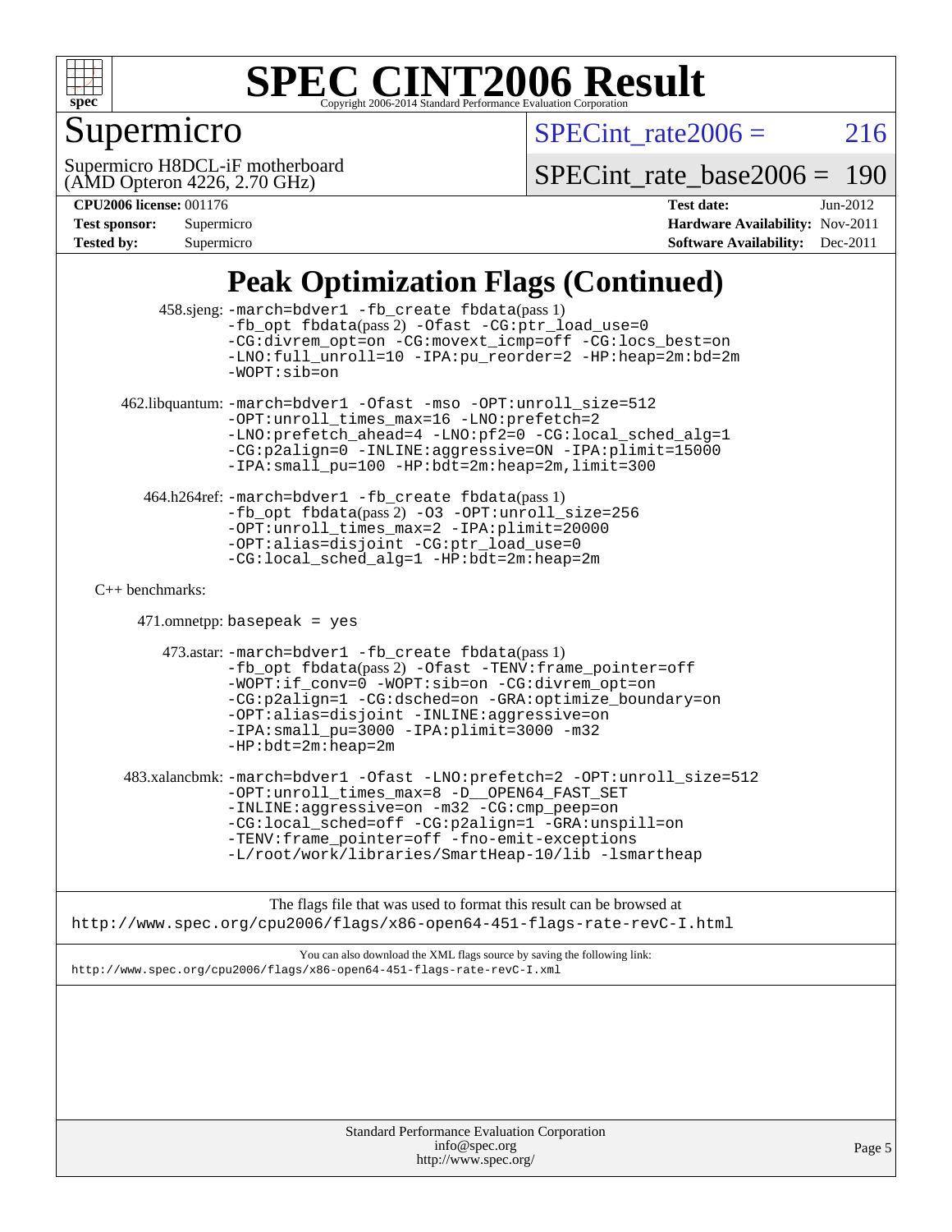# SPEC CINT2006 Result

Copyright 2006-2014 Standard Performance Evaluation Corporation

## Supermicro

Supermicro H8DCL-iF motherboard
(AMD Opteron 4226, 2.70 GHz)

SPECint_rate2006 = 216

SPECint_rate_base2006 = 190

| | | | |
|---|---|---|---|
| **CPU2006 license:** | 001176 | **Test date:** | Jun-2012 |
| **Test sponsor:** | Supermicro | **Hardware Availability:** | Nov-2011 |
| **Tested by:** | Supermicro | **Software Availability:** | Dec-2011 |

## Peak Optimization Flags (Continued)

458.sjeng: -march=bdver1 -fb_create fbdata(pass 1) -fb_opt fbdata(pass 2) -Ofast -CG:ptr_load_use=0 -CG:divrem_opt=on -CG:movext_icmp=off -CG:locs_best=on -LNO:full_unroll=10 -IPA:pu_reorder=2 -HP:heap=2m:bd=2m -WOPT:sib=on

462.libquantum: -march=bdver1 -Ofast -mso -OPT:unroll_size=512 -OPT:unroll_times_max=16 -LNO:prefetch=2 -LNO:prefetch_ahead=4 -LNO:pf2=0 -CG:local_sched_alg=1 -CG:p2align=0 -INLINE:aggressive=ON -IPA:plimit=15000 -IPA:small_pu=100 -HP:bdt=2m:heap=2m,limit=300

464.h264ref: -march=bdver1 -fb_create fbdata(pass 1) -fb_opt fbdata(pass 2) -O3 -OPT:unroll_size=256 -OPT:unroll_times_max=2 -IPA:plimit=20000 -OPT:alias=disjoint -CG:ptr_load_use=0 -CG:local_sched_alg=1 -HP:bdt=2m:heap=2m

C++ benchmarks:

471.omnetpp: basepeak = yes

473.astar: -march=bdver1 -fb_create fbdata(pass 1) -fb_opt fbdata(pass 2) -Ofast -TENV:frame_pointer=off -WOPT:if_conv=0 -WOPT:sib=on -CG:divrem_opt=on -CG:p2align=1 -CG:dsched=on -GRA:optimize_boundary=on -OPT:alias=disjoint -INLINE:aggressive=on -IPA:small_pu=3000 -IPA:plimit=3000 -m32 -HP:bdt=2m:heap=2m

483.xalancbmk: -march=bdver1 -Ofast -LNO:prefetch=2 -OPT:unroll_size=512 -OPT:unroll_times_max=8 -D__OPEN64_FAST_SET -INLINE:aggressive=on -m32 -CG:cmp_peep=on -CG:local_sched=off -CG:p2align=1 -GRA:unspill=on -TENV:frame_pointer=off -fno-emit-exceptions -L/root/work/libraries/SmartHeap-10/lib -lsmartheap

The flags file that was used to format this result can be browsed at
http://www.spec.org/cpu2006/flags/x86-open64-451-flags-rate-revC-I.html

You can also download the XML flags source by saving the following link:
http://www.spec.org/cpu2006/flags/x86-open64-451-flags-rate-revC-I.xml

Standard Performance Evaluation Corporation
info@spec.org
http://www.spec.org/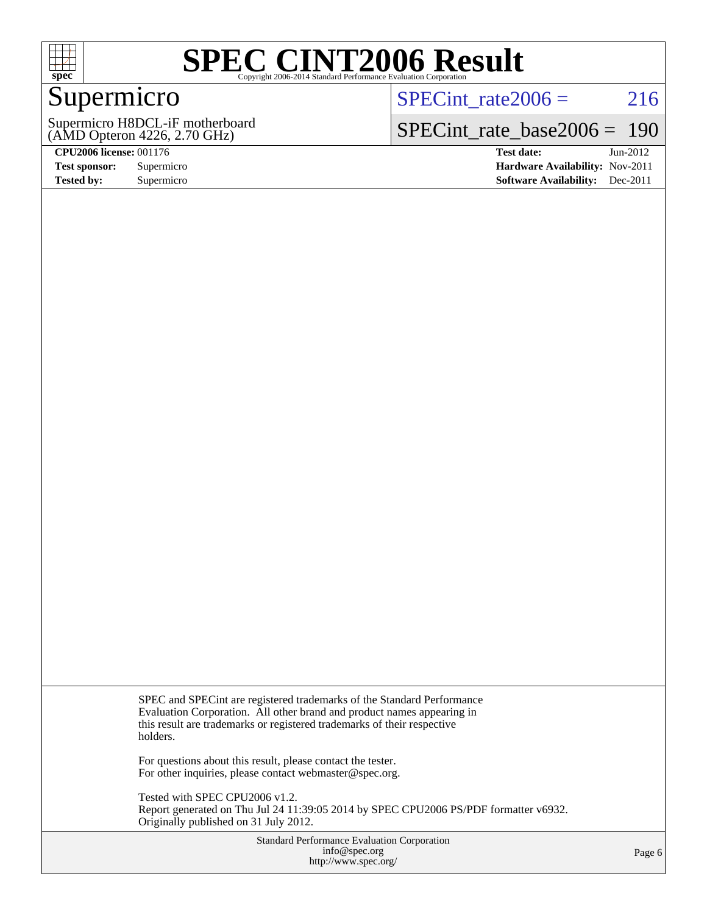SPEC and SPECint are registered trademarks of the Standard Performance Evaluation Corporation. All other brand and product names appearing in this result are trademarks or registered trademarks of their respective holders.

For questions about this result, please contact the tester.
For other inquiries, please contact webmaster@spec.org.

Tested with SPEC CPU2006 v1.2.
Report generated on Thu Jul 24 11:39:05 2014 by SPEC CPU2006 PS/PDF formatter v6932.
Originally published on 31 July 2012.